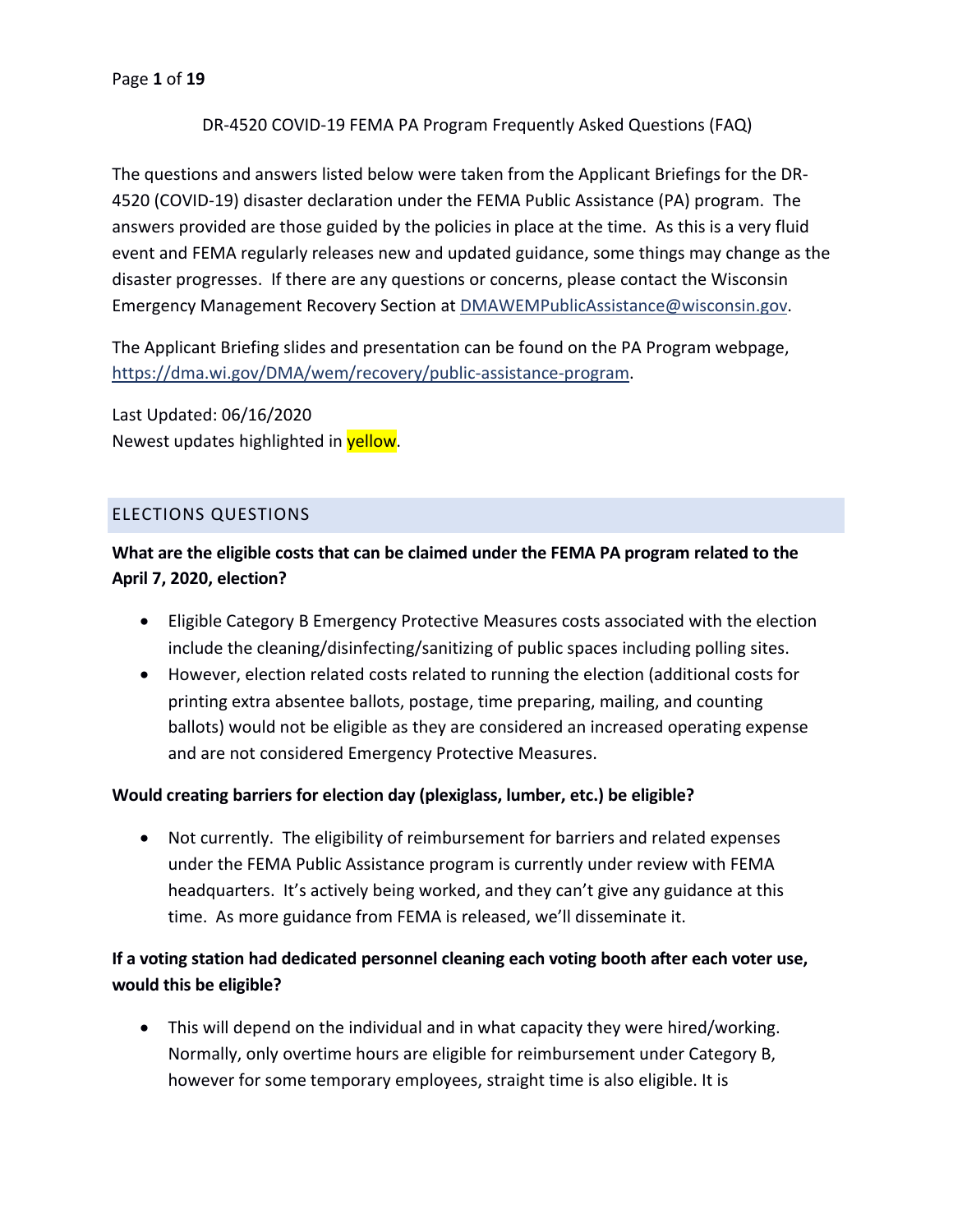DR-4520 COVID-19 FEMA PA Program Frequently Asked Questions (FAQ)

The questions and answers listed below were taken from the Applicant Briefings for the DR-4520 (COVID-19) disaster declaration under the FEMA Public Assistance (PA) program. The answers provided are those guided by the policies in place at the time. As this is a very fluid event and FEMA regularly releases new and updated guidance, some things may change as the disaster progresses. If there are any questions or concerns, please contact the Wisconsin Emergency Management Recovery Section at DMAWEMPublicAssistance@wisconsin.gov.

The Applicant Briefing slides and presentation can be found on the PA Program webpage, https://dma.wi.gov/DMA/wem/recovery/public-assistance-program.

Last Updated: 06/16/2020
Newest updates highlighted in yellow.

## ELECTIONS QUESTIONS

**What are the eligible costs that can be claimed under the FEMA PA program related to the April 7, 2020, election?**

- Eligible Category B Emergency Protective Measures costs associated with the election include the cleaning/disinfecting/sanitizing of public spaces including polling sites.
- However, election related costs related to running the election (additional costs for printing extra absentee ballots, postage, time preparing, mailing, and counting ballots) would not be eligible as they are considered an increased operating expense and are not considered Emergency Protective Measures.

**Would creating barriers for election day (plexiglass, lumber, etc.) be eligible?**

- Not currently. The eligibility of reimbursement for barriers and related expenses under the FEMA Public Assistance program is currently under review with FEMA headquarters. It's actively being worked, and they can't give any guidance at this time. As more guidance from FEMA is released, we'll disseminate it.

**If a voting station had dedicated personnel cleaning each voting booth after each voter use, would this be eligible?**

- This will depend on the individual and in what capacity they were hired/working. Normally, only overtime hours are eligible for reimbursement under Category B, however for some temporary employees, straight time is also eligible. It is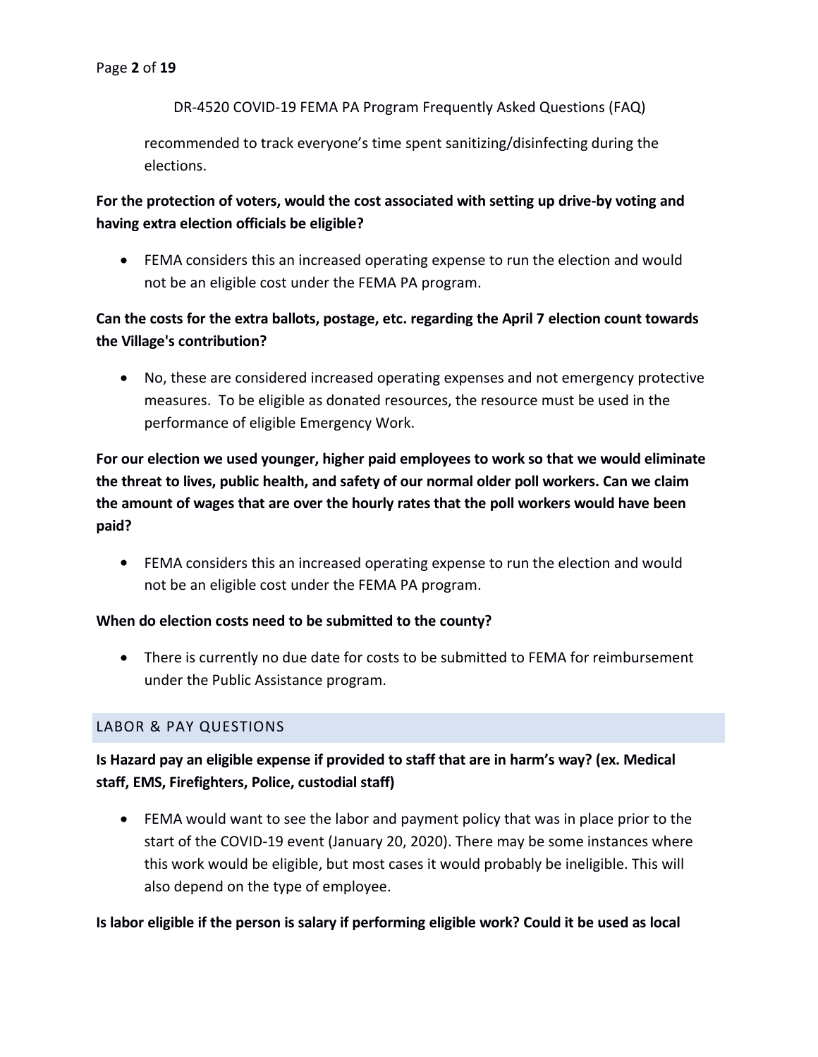recommended to track everyone's time spent sanitizing/disinfecting during the elections.

**For the protection of voters, would the cost associated with setting up drive-by voting and having extra election officials be eligible?**

- FEMA considers this an increased operating expense to run the election and would not be an eligible cost under the FEMA PA program.

**Can the costs for the extra ballots, postage, etc. regarding the April 7 election count towards the Village's contribution?**

- No, these are considered increased operating expenses and not emergency protective measures. To be eligible as donated resources, the resource must be used in the performance of eligible Emergency Work.

**For our election we used younger, higher paid employees to work so that we would eliminate the threat to lives, public health, and safety of our normal older poll workers. Can we claim the amount of wages that are over the hourly rates that the poll workers would have been paid?**

- FEMA considers this an increased operating expense to run the election and would not be an eligible cost under the FEMA PA program.

**When do election costs need to be submitted to the county?**

- There is currently no due date for costs to be submitted to FEMA for reimbursement under the Public Assistance program.

## LABOR & PAY QUESTIONS

**Is Hazard pay an eligible expense if provided to staff that are in harm's way? (ex. Medical staff, EMS, Firefighters, Police, custodial staff)**

- FEMA would want to see the labor and payment policy that was in place prior to the start of the COVID-19 event (January 20, 2020). There may be some instances where this work would be eligible, but most cases it would probably be ineligible. This will also depend on the type of employee.

**Is labor eligible if the person is salary if performing eligible work? Could it be used as local**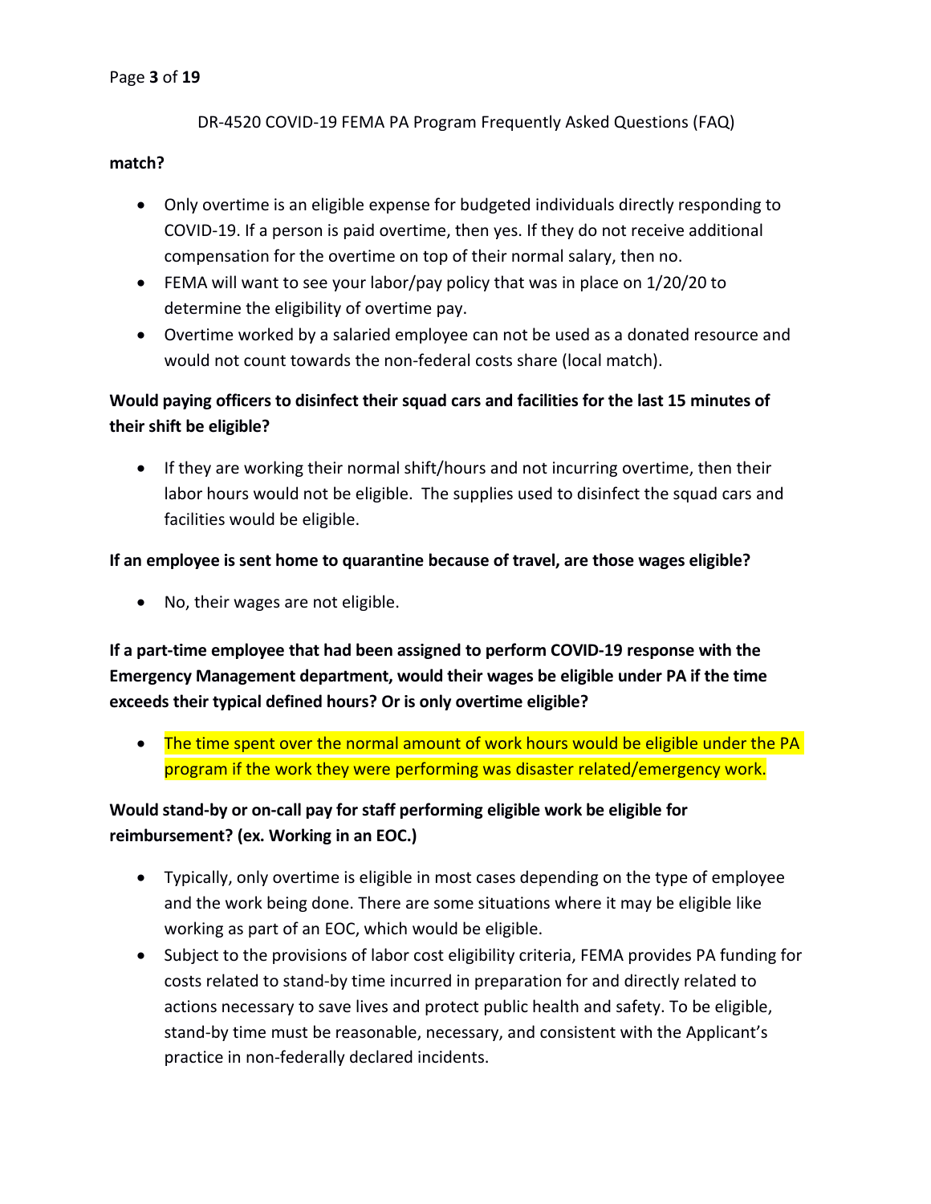**match?**

- Only overtime is an eligible expense for budgeted individuals directly responding to COVID-19. If a person is paid overtime, then yes. If they do not receive additional compensation for the overtime on top of their normal salary, then no.
- FEMA will want to see your labor/pay policy that was in place on 1/20/20 to determine the eligibility of overtime pay.
- Overtime worked by a salaried employee can not be used as a donated resource and would not count towards the non-federal costs share (local match).

**Would paying officers to disinfect their squad cars and facilities for the last 15 minutes of their shift be eligible?**

- If they are working their normal shift/hours and not incurring overtime, then their labor hours would not be eligible. The supplies used to disinfect the squad cars and facilities would be eligible.

**If an employee is sent home to quarantine because of travel, are those wages eligible?**

- No, their wages are not eligible.

**If a part-time employee that had been assigned to perform COVID-19 response with the Emergency Management department, would their wages be eligible under PA if the time exceeds their typical defined hours? Or is only overtime eligible?**

- The time spent over the normal amount of work hours would be eligible under the PA program if the work they were performing was disaster related/emergency work.

**Would stand-by or on-call pay for staff performing eligible work be eligible for reimbursement? (ex. Working in an EOC.)**

- Typically, only overtime is eligible in most cases depending on the type of employee and the work being done. There are some situations where it may be eligible like working as part of an EOC, which would be eligible.
- Subject to the provisions of labor cost eligibility criteria, FEMA provides PA funding for costs related to stand-by time incurred in preparation for and directly related to actions necessary to save lives and protect public health and safety. To be eligible, stand-by time must be reasonable, necessary, and consistent with the Applicant's practice in non-federally declared incidents.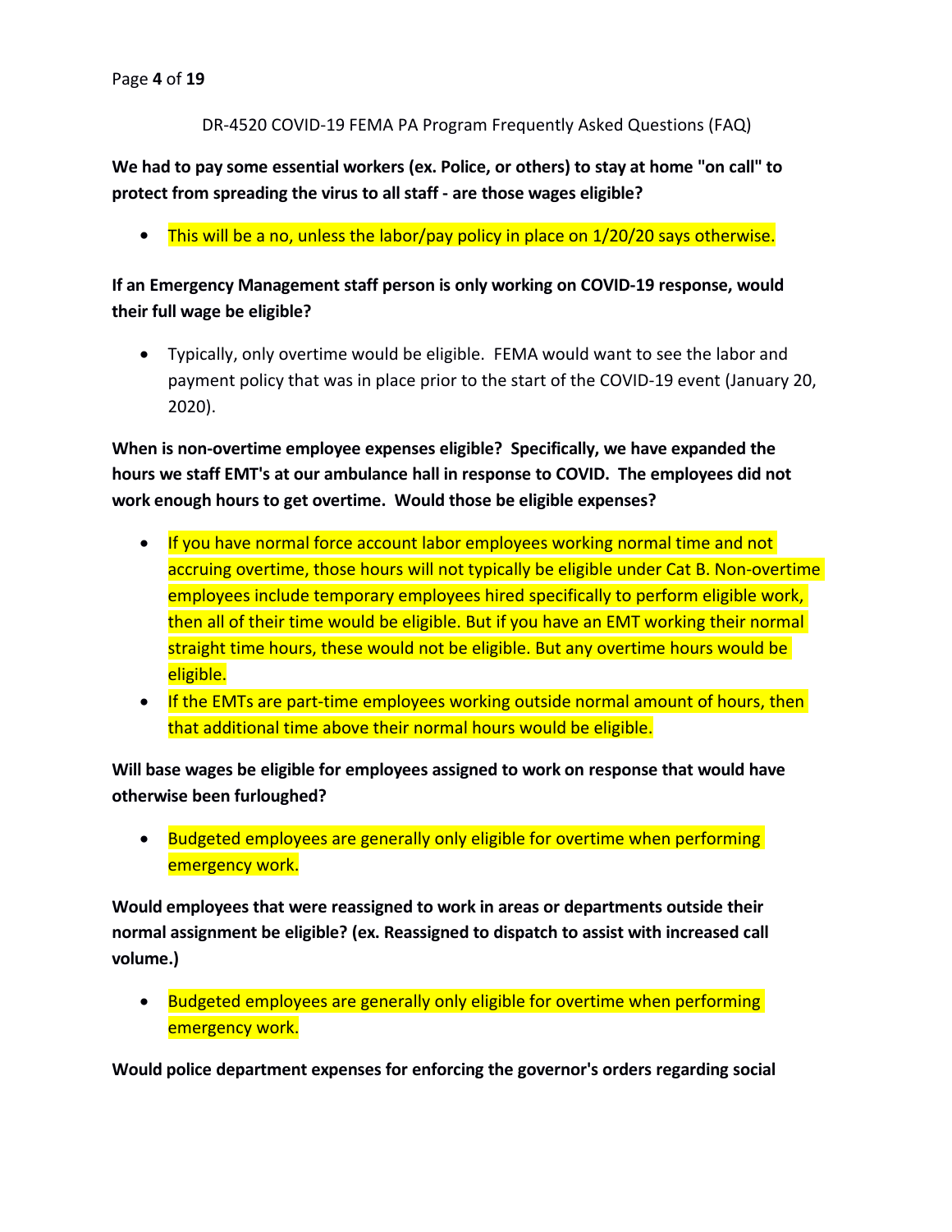DR-4520 COVID-19 FEMA PA Program Frequently Asked Questions (FAQ)

**We had to pay some essential workers (ex. Police, or others) to stay at home "on call" to protect from spreading the virus to all staff - are those wages eligible?**

- This will be a no, unless the labor/pay policy in place on 1/20/20 says otherwise.

**If an Emergency Management staff person is only working on COVID-19 response, would their full wage be eligible?**

- Typically, only overtime would be eligible. FEMA would want to see the labor and payment policy that was in place prior to the start of the COVID-19 event (January 20, 2020).

**When is non-overtime employee expenses eligible? Specifically, we have expanded the hours we staff EMT's at our ambulance hall in response to COVID. The employees did not work enough hours to get overtime. Would those be eligible expenses?**

- If you have normal force account labor employees working normal time and not accruing overtime, those hours will not typically be eligible under Cat B. Non-overtime employees include temporary employees hired specifically to perform eligible work, then all of their time would be eligible. But if you have an EMT working their normal straight time hours, these would not be eligible. But any overtime hours would be eligible.
- If the EMTs are part-time employees working outside normal amount of hours, then that additional time above their normal hours would be eligible.

**Will base wages be eligible for employees assigned to work on response that would have otherwise been furloughed?**

- Budgeted employees are generally only eligible for overtime when performing emergency work.

**Would employees that were reassigned to work in areas or departments outside their normal assignment be eligible? (ex. Reassigned to dispatch to assist with increased call volume.)**

- Budgeted employees are generally only eligible for overtime when performing emergency work.

**Would police department expenses for enforcing the governor's orders regarding social**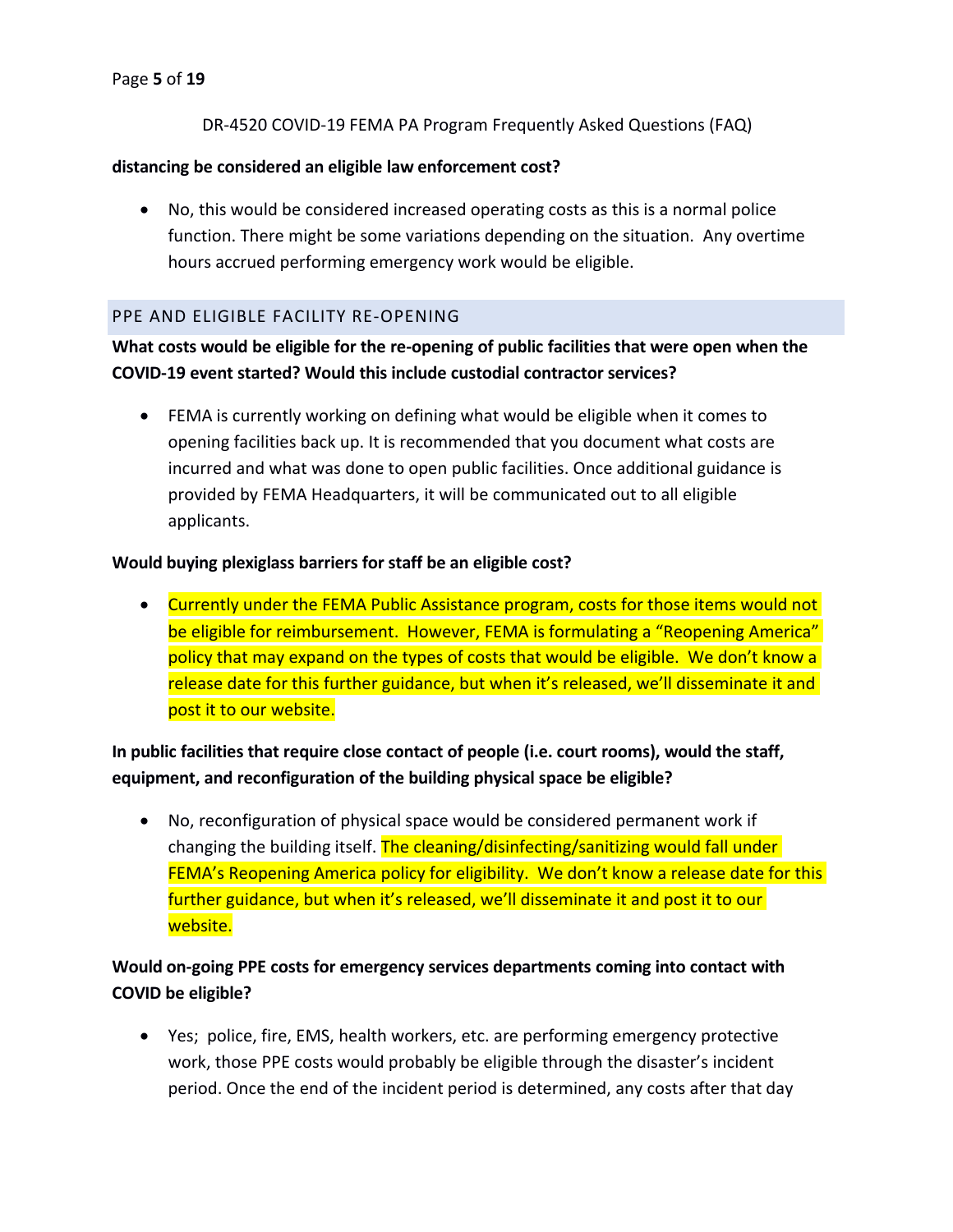**distancing be considered an eligible law enforcement cost?**

- No, this would be considered increased operating costs as this is a normal police function. There might be some variations depending on the situation. Any overtime hours accrued performing emergency work would be eligible.

## PPE AND ELIGIBLE FACILITY RE-OPENING

**What costs would be eligible for the re-opening of public facilities that were open when the COVID-19 event started? Would this include custodial contractor services?**

- FEMA is currently working on defining what would be eligible when it comes to opening facilities back up. It is recommended that you document what costs are incurred and what was done to open public facilities. Once additional guidance is provided by FEMA Headquarters, it will be communicated out to all eligible applicants.

**Would buying plexiglass barriers for staff be an eligible cost?**

- Currently under the FEMA Public Assistance program, costs for those items would not be eligible for reimbursement. However, FEMA is formulating a "Reopening America" policy that may expand on the types of costs that would be eligible. We don't know a release date for this further guidance, but when it's released, we'll disseminate it and post it to our website.

**In public facilities that require close contact of people (i.e. court rooms), would the staff, equipment, and reconfiguration of the building physical space be eligible?**

- No, reconfiguration of physical space would be considered permanent work if changing the building itself. The cleaning/disinfecting/sanitizing would fall under FEMA's Reopening America policy for eligibility. We don't know a release date for this further guidance, but when it's released, we'll disseminate it and post it to our website.

**Would on-going PPE costs for emergency services departments coming into contact with COVID be eligible?**

- Yes; police, fire, EMS, health workers, etc. are performing emergency protective work, those PPE costs would probably be eligible through the disaster's incident period. Once the end of the incident period is determined, any costs after that day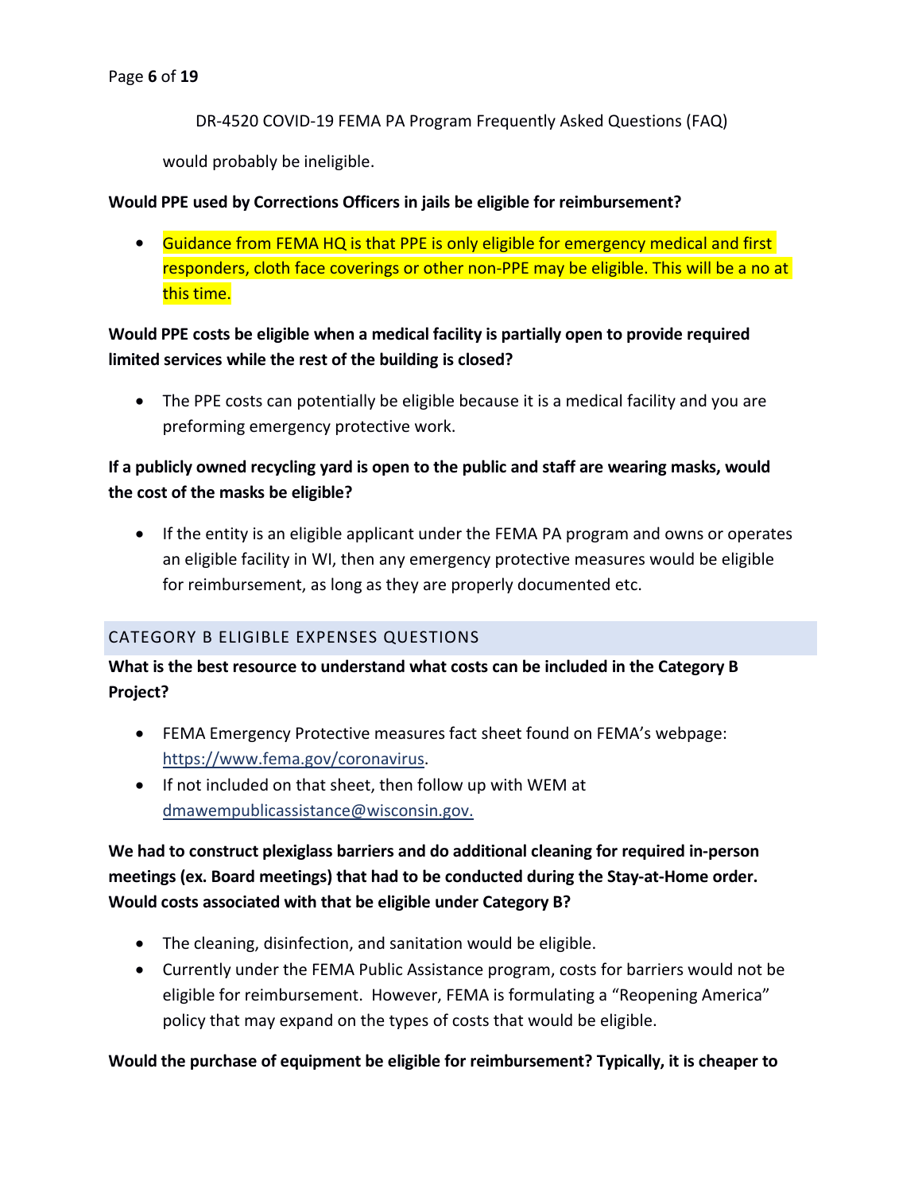would probably be ineligible.

**Would PPE used by Corrections Officers in jails be eligible for reimbursement?**

- Guidance from FEMA HQ is that PPE is only eligible for emergency medical and first responders, cloth face coverings or other non-PPE may be eligible. This will be a no at this time.

**Would PPE costs be eligible when a medical facility is partially open to provide required limited services while the rest of the building is closed?**

- The PPE costs can potentially be eligible because it is a medical facility and you are preforming emergency protective work.

**If a publicly owned recycling yard is open to the public and staff are wearing masks, would the cost of the masks be eligible?**

- If the entity is an eligible applicant under the FEMA PA program and owns or operates an eligible facility in WI, then any emergency protective measures would be eligible for reimbursement, as long as they are properly documented etc.

## CATEGORY B ELIGIBLE EXPENSES QUESTIONS

**What is the best resource to understand what costs can be included in the Category B Project?**

- FEMA Emergency Protective measures fact sheet found on FEMA's webpage: https://www.fema.gov/coronavirus.
- If not included on that sheet, then follow up with WEM at dmawempublicassistance@wisconsin.gov.

**We had to construct plexiglass barriers and do additional cleaning for required in-person meetings (ex. Board meetings) that had to be conducted during the Stay-at-Home order. Would costs associated with that be eligible under Category B?**

- The cleaning, disinfection, and sanitation would be eligible.
- Currently under the FEMA Public Assistance program, costs for barriers would not be eligible for reimbursement. However, FEMA is formulating a "Reopening America" policy that may expand on the types of costs that would be eligible.

**Would the purchase of equipment be eligible for reimbursement? Typically, it is cheaper to**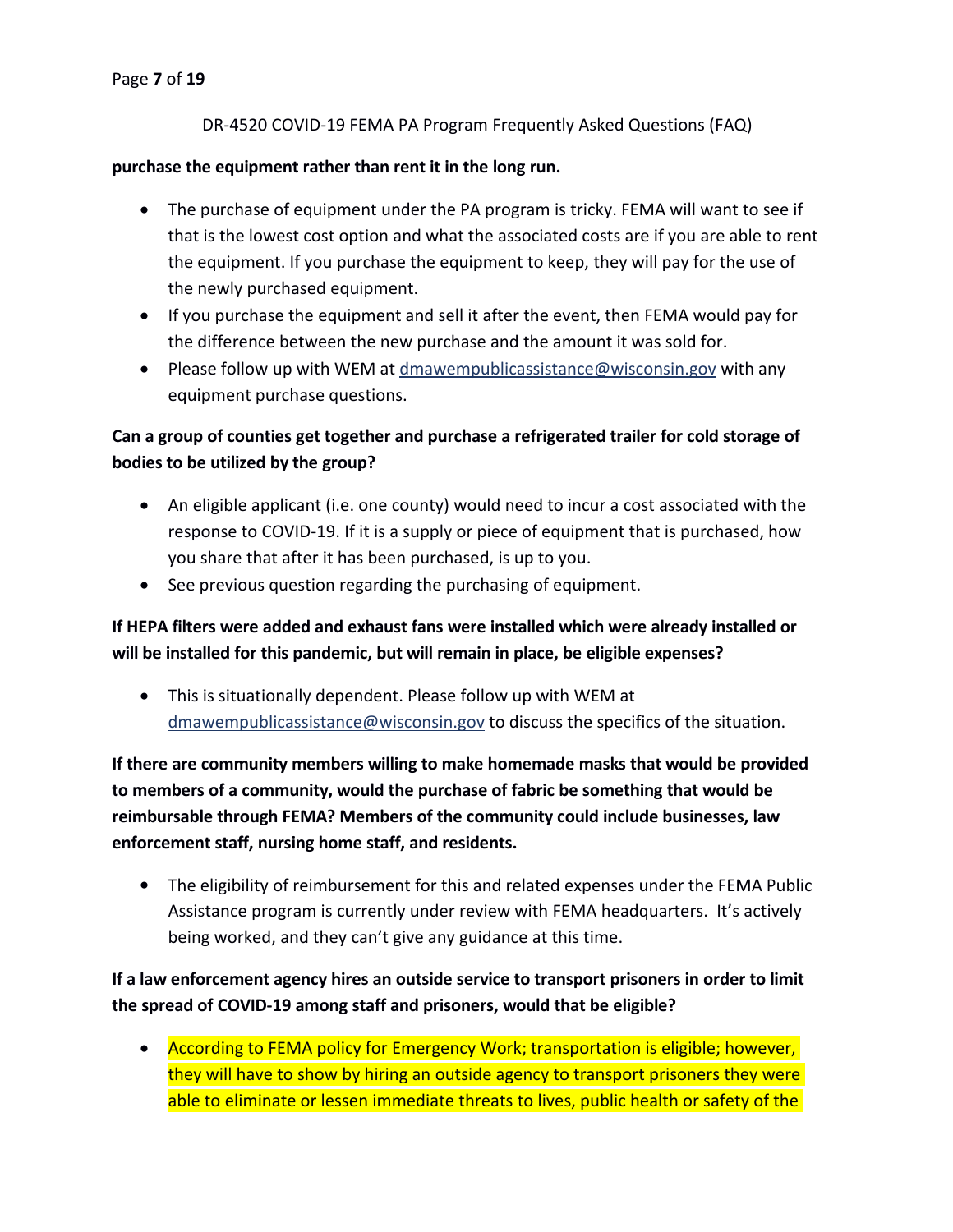**purchase the equipment rather than rent it in the long run.**

- The purchase of equipment under the PA program is tricky. FEMA will want to see if that is the lowest cost option and what the associated costs are if you are able to rent the equipment. If you purchase the equipment to keep, they will pay for the use of the newly purchased equipment.
- If you purchase the equipment and sell it after the event, then FEMA would pay for the difference between the new purchase and the amount it was sold for.
- Please follow up with WEM at dmawempublicassistance@wisconsin.gov with any equipment purchase questions.

**Can a group of counties get together and purchase a refrigerated trailer for cold storage of bodies to be utilized by the group?**

- An eligible applicant (i.e. one county) would need to incur a cost associated with the response to COVID-19. If it is a supply or piece of equipment that is purchased, how you share that after it has been purchased, is up to you.
- See previous question regarding the purchasing of equipment.

**If HEPA filters were added and exhaust fans were installed which were already installed or will be installed for this pandemic, but will remain in place, be eligible expenses?**

- This is situationally dependent. Please follow up with WEM at dmawempublicassistance@wisconsin.gov to discuss the specifics of the situation.

**If there are community members willing to make homemade masks that would be provided to members of a community, would the purchase of fabric be something that would be reimbursable through FEMA? Members of the community could include businesses, law enforcement staff, nursing home staff, and residents.**

- The eligibility of reimbursement for this and related expenses under the FEMA Public Assistance program is currently under review with FEMA headquarters. It's actively being worked, and they can't give any guidance at this time.

**If a law enforcement agency hires an outside service to transport prisoners in order to limit the spread of COVID-19 among staff and prisoners, would that be eligible?**

- According to FEMA policy for Emergency Work; transportation is eligible; however, they will have to show by hiring an outside agency to transport prisoners they were able to eliminate or lessen immediate threats to lives, public health or safety of the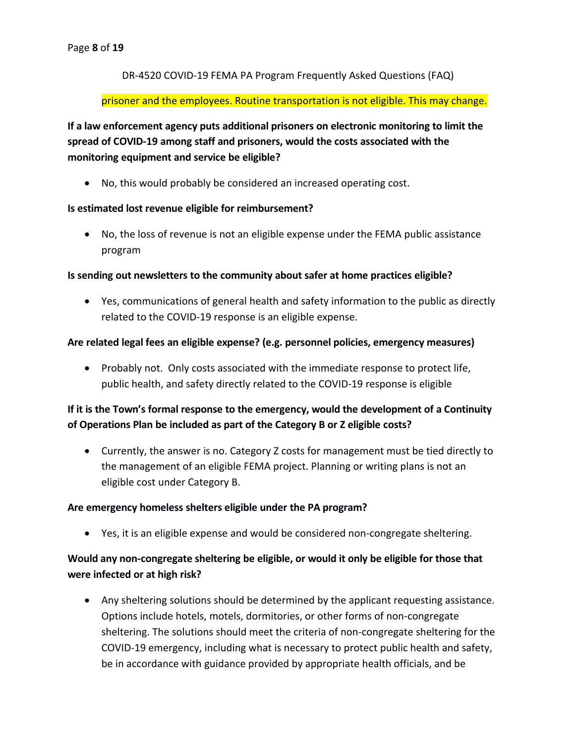prisoner and the employees. Routine transportation is not eligible. This may change.

**If a law enforcement agency puts additional prisoners on electronic monitoring to limit the spread of COVID-19 among staff and prisoners, would the costs associated with the monitoring equipment and service be eligible?**

- No, this would probably be considered an increased operating cost.

**Is estimated lost revenue eligible for reimbursement?**

- No, the loss of revenue is not an eligible expense under the FEMA public assistance program

**Is sending out newsletters to the community about safer at home practices eligible?**

- Yes, communications of general health and safety information to the public as directly related to the COVID-19 response is an eligible expense.

**Are related legal fees an eligible expense? (e.g. personnel policies, emergency measures)**

- Probably not. Only costs associated with the immediate response to protect life, public health, and safety directly related to the COVID-19 response is eligible

**If it is the Town's formal response to the emergency, would the development of a Continuity of Operations Plan be included as part of the Category B or Z eligible costs?**

- Currently, the answer is no. Category Z costs for management must be tied directly to the management of an eligible FEMA project. Planning or writing plans is not an eligible cost under Category B.

**Are emergency homeless shelters eligible under the PA program?**

- Yes, it is an eligible expense and would be considered non-congregate sheltering.

**Would any non-congregate sheltering be eligible, or would it only be eligible for those that were infected or at high risk?**

- Any sheltering solutions should be determined by the applicant requesting assistance. Options include hotels, motels, dormitories, or other forms of non-congregate sheltering. The solutions should meet the criteria of non-congregate sheltering for the COVID-19 emergency, including what is necessary to protect public health and safety, be in accordance with guidance provided by appropriate health officials, and be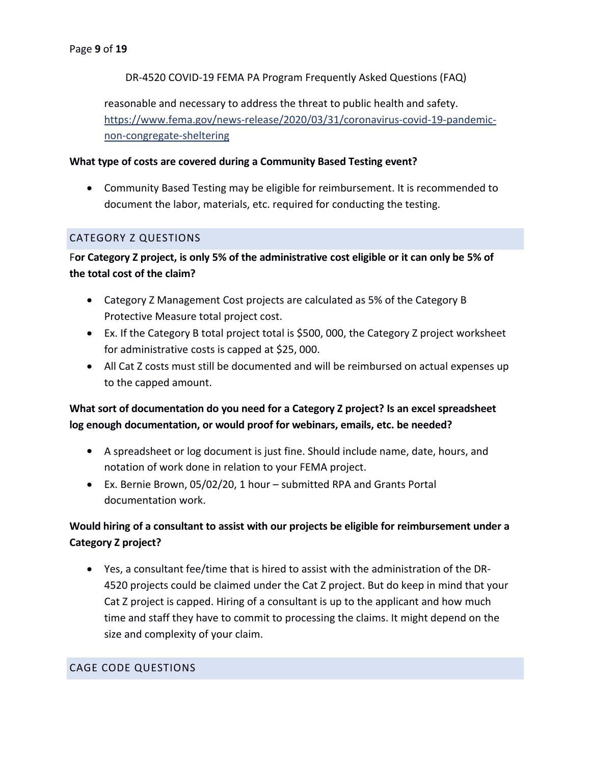reasonable and necessary to address the threat to public health and safety. [https://www.fema.gov/news-release/2020/03/31/coronavirus-covid-19-pandemic-non-congregate-sheltering](https://www.fema.gov/news-release/2020/03/31/coronavirus-covid-19-pandemic-non-congregate-sheltering)

**What type of costs are covered during a Community Based Testing event?**

- Community Based Testing may be eligible for reimbursement. It is recommended to document the labor, materials, etc. required for conducting the testing.

## CATEGORY Z QUESTIONS

F**or Category Z project, is only 5% of the administrative cost eligible or it can only be 5% of the total cost of the claim?**

- Category Z Management Cost projects are calculated as 5% of the Category B Protective Measure total project cost.
- Ex. If the Category B total project total is $500, 000, the Category Z project worksheet for administrative costs is capped at $25, 000.
- All Cat Z costs must still be documented and will be reimbursed on actual expenses up to the capped amount.

**What sort of documentation do you need for a Category Z project? Is an excel spreadsheet log enough documentation, or would proof for webinars, emails, etc. be needed?**

- A spreadsheet or log document is just fine. Should include name, date, hours, and notation of work done in relation to your FEMA project.
- Ex. Bernie Brown, 05/02/20, 1 hour – submitted RPA and Grants Portal documentation work.

**Would hiring of a consultant to assist with our projects be eligible for reimbursement under a Category Z project?**

- Yes, a consultant fee/time that is hired to assist with the administration of the DR-4520 projects could be claimed under the Cat Z project. But do keep in mind that your Cat Z project is capped. Hiring of a consultant is up to the applicant and how much time and staff they have to commit to processing the claims. It might depend on the size and complexity of your claim.

## CAGE CODE QUESTIONS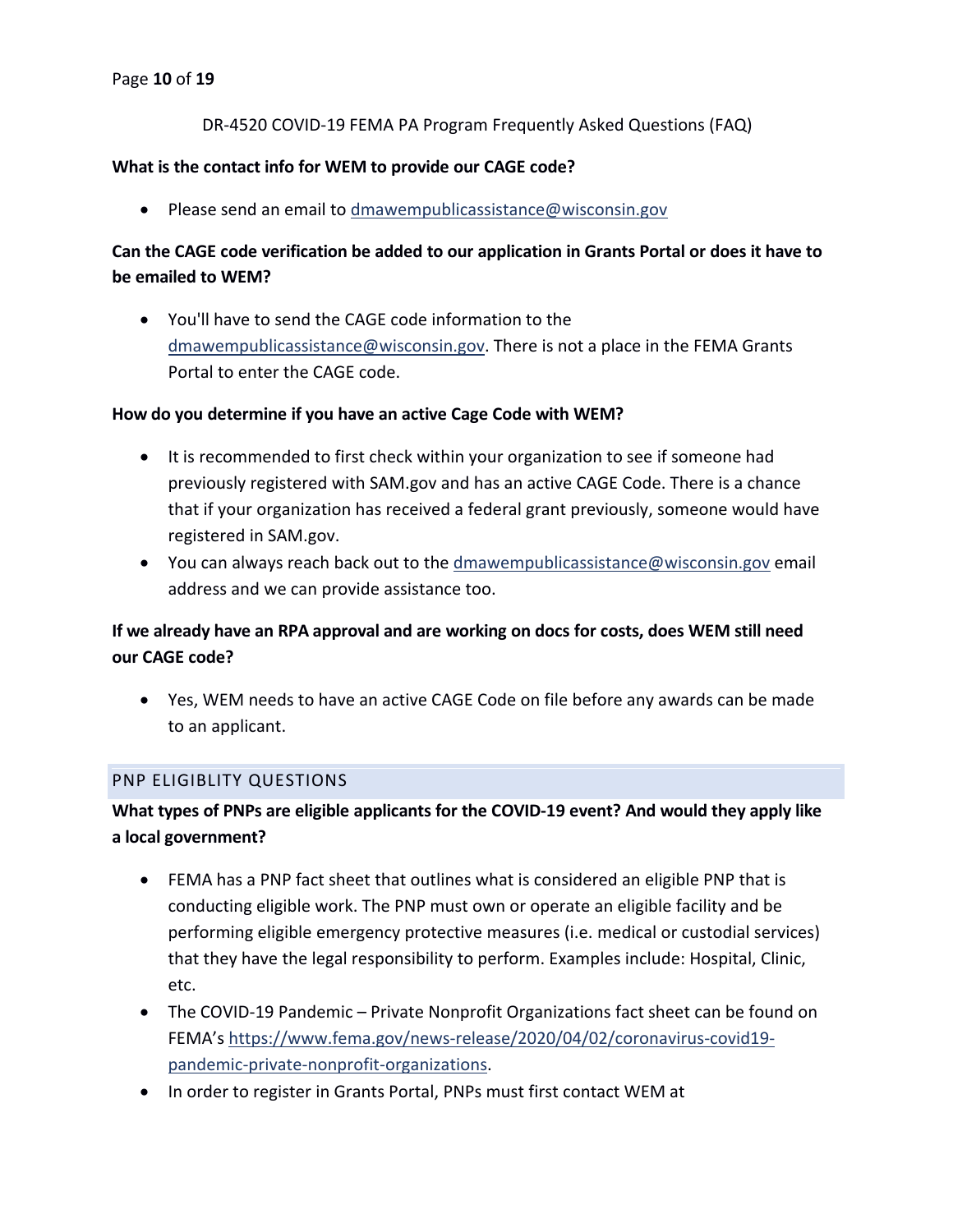**What is the contact info for WEM to provide our CAGE code?**

- Please send an email to dmawempublicassistance@wisconsin.gov

**Can the CAGE code verification be added to our application in Grants Portal or does it have to be emailed to WEM?**

- You'll have to send the CAGE code information to the dmawempublicassistance@wisconsin.gov. There is not a place in the FEMA Grants Portal to enter the CAGE code.

**How do you determine if you have an active Cage Code with WEM?**

- It is recommended to first check within your organization to see if someone had previously registered with SAM.gov and has an active CAGE Code. There is a chance that if your organization has received a federal grant previously, someone would have registered in SAM.gov.
- You can always reach back out to the dmawempublicassistance@wisconsin.gov email address and we can provide assistance too.

**If we already have an RPA approval and are working on docs for costs, does WEM still need our CAGE code?**

- Yes, WEM needs to have an active CAGE Code on file before any awards can be made to an applicant.

## PNP ELIGIBLITY QUESTIONS

**What types of PNPs are eligible applicants for the COVID-19 event? And would they apply like a local government?**

- FEMA has a PNP fact sheet that outlines what is considered an eligible PNP that is conducting eligible work. The PNP must own or operate an eligible facility and be performing eligible emergency protective measures (i.e. medical or custodial services) that they have the legal responsibility to perform. Examples include: Hospital, Clinic, etc.
- The COVID-19 Pandemic – Private Nonprofit Organizations fact sheet can be found on FEMA's https://www.fema.gov/news-release/2020/04/02/coronavirus-covid19-pandemic-private-nonprofit-organizations.
- In order to register in Grants Portal, PNPs must first contact WEM at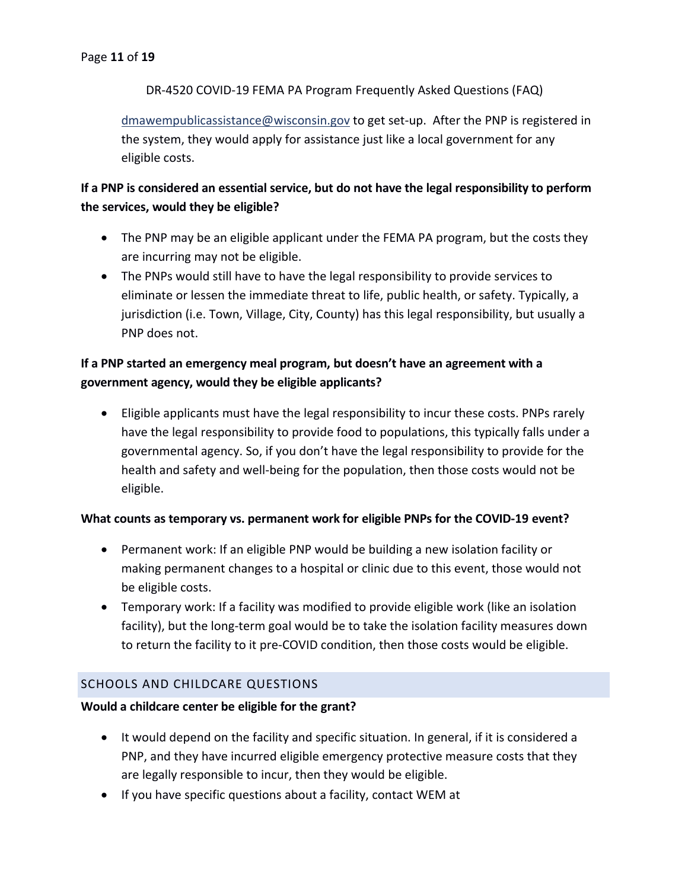dmawempublicassistance@wisconsin.gov to get set-up. After the PNP is registered in the system, they would apply for assistance just like a local government for any eligible costs.

**If a PNP is considered an essential service, but do not have the legal responsibility to perform the services, would they be eligible?**

- The PNP may be an eligible applicant under the FEMA PA program, but the costs they are incurring may not be eligible.
- The PNPs would still have to have the legal responsibility to provide services to eliminate or lessen the immediate threat to life, public health, or safety. Typically, a jurisdiction (i.e. Town, Village, City, County) has this legal responsibility, but usually a PNP does not.

**If a PNP started an emergency meal program, but doesn't have an agreement with a government agency, would they be eligible applicants?**

- Eligible applicants must have the legal responsibility to incur these costs. PNPs rarely have the legal responsibility to provide food to populations, this typically falls under a governmental agency. So, if you don't have the legal responsibility to provide for the health and safety and well-being for the population, then those costs would not be eligible.

**What counts as temporary vs. permanent work for eligible PNPs for the COVID-19 event?**

- Permanent work: If an eligible PNP would be building a new isolation facility or making permanent changes to a hospital or clinic due to this event, those would not be eligible costs.
- Temporary work: If a facility was modified to provide eligible work (like an isolation facility), but the long-term goal would be to take the isolation facility measures down to return the facility to it pre-COVID condition, then those costs would be eligible.

## SCHOOLS AND CHILDCARE QUESTIONS

**Would a childcare center be eligible for the grant?**

- It would depend on the facility and specific situation. In general, if it is considered a PNP, and they have incurred eligible emergency protective measure costs that they are legally responsible to incur, then they would be eligible.
- If you have specific questions about a facility, contact WEM at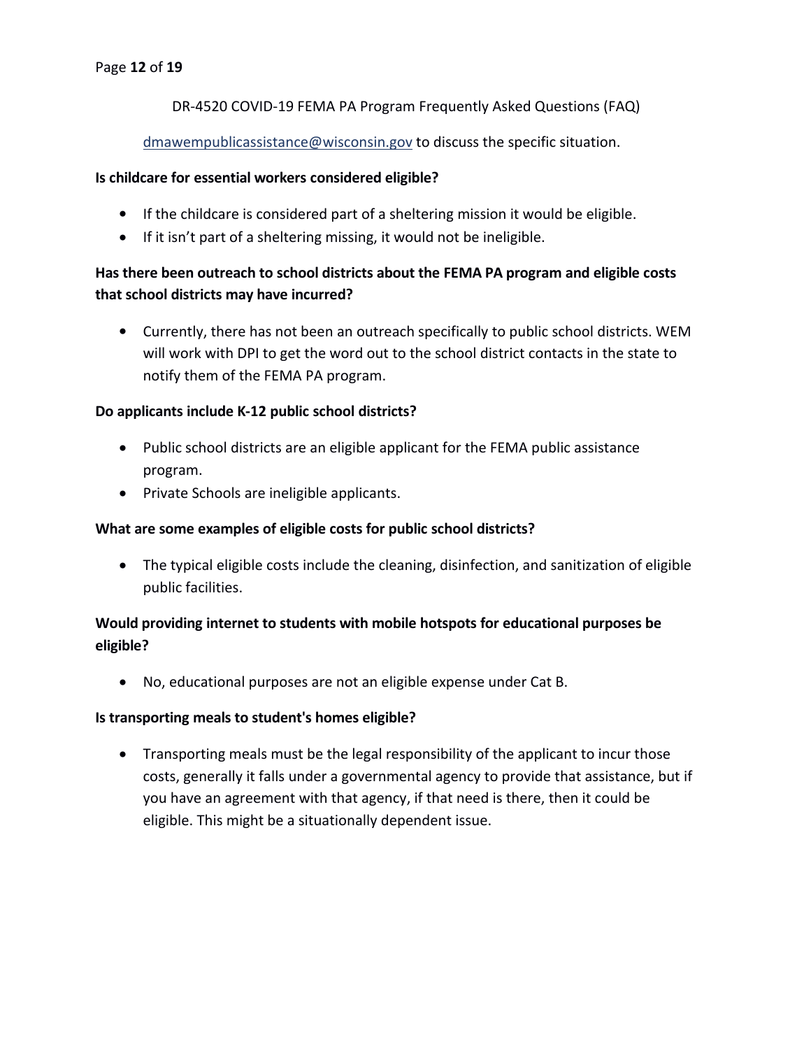dmawempublicassistance@wisconsin.gov to discuss the specific situation.

**Is childcare for essential workers considered eligible?**

- If the childcare is considered part of a sheltering mission it would be eligible.
- If it isn't part of a sheltering missing, it would not be ineligible.

**Has there been outreach to school districts about the FEMA PA program and eligible costs that school districts may have incurred?**

- Currently, there has not been an outreach specifically to public school districts. WEM will work with DPI to get the word out to the school district contacts in the state to notify them of the FEMA PA program.

**Do applicants include K-12 public school districts?**

- Public school districts are an eligible applicant for the FEMA public assistance program.
- Private Schools are ineligible applicants.

**What are some examples of eligible costs for public school districts?**

- The typical eligible costs include the cleaning, disinfection, and sanitization of eligible public facilities.

**Would providing internet to students with mobile hotspots for educational purposes be eligible?**

- No, educational purposes are not an eligible expense under Cat B.

**Is transporting meals to student's homes eligible?**

- Transporting meals must be the legal responsibility of the applicant to incur those costs, generally it falls under a governmental agency to provide that assistance, but if you have an agreement with that agency, if that need is there, then it could be eligible. This might be a situationally dependent issue.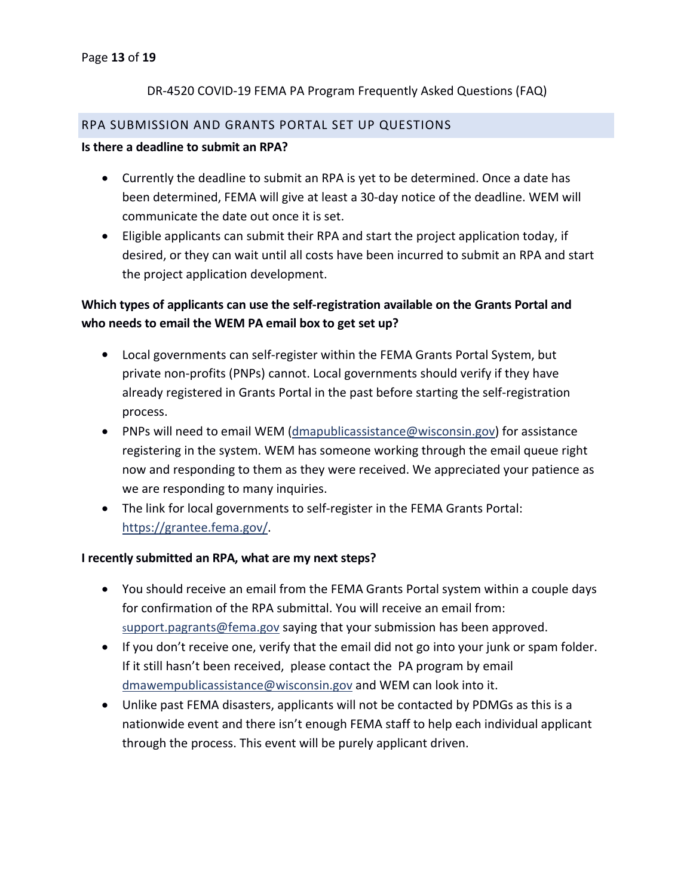## RPA SUBMISSION AND GRANTS PORTAL SET UP QUESTIONS

**Is there a deadline to submit an RPA?**

- Currently the deadline to submit an RPA is yet to be determined. Once a date has been determined, FEMA will give at least a 30-day notice of the deadline. WEM will communicate the date out once it is set.
- Eligible applicants can submit their RPA and start the project application today, if desired, or they can wait until all costs have been incurred to submit an RPA and start the project application development.

**Which types of applicants can use the self-registration available on the Grants Portal and who needs to email the WEM PA email box to get set up?**

- Local governments can self-register within the FEMA Grants Portal System, but private non-profits (PNPs) cannot. Local governments should verify if they have already registered in Grants Portal in the past before starting the self-registration process.
- PNPs will need to email WEM (dmapublicassistance@wisconsin.gov) for assistance registering in the system. WEM has someone working through the email queue right now and responding to them as they were received. We appreciated your patience as we are responding to many inquiries.
- The link for local governments to self-register in the FEMA Grants Portal: https://grantee.fema.gov/.

**I recently submitted an RPA, what are my next steps?**

- You should receive an email from the FEMA Grants Portal system within a couple days for confirmation of the RPA submittal. You will receive an email from: support.pagrants@fema.gov saying that your submission has been approved.
- If you don't receive one, verify that the email did not go into your junk or spam folder. If it still hasn't been received, please contact the PA program by email dmawempublicassistance@wisconsin.gov and WEM can look into it.
- Unlike past FEMA disasters, applicants will not be contacted by PDMGs as this is a nationwide event and there isn't enough FEMA staff to help each individual applicant through the process. This event will be purely applicant driven.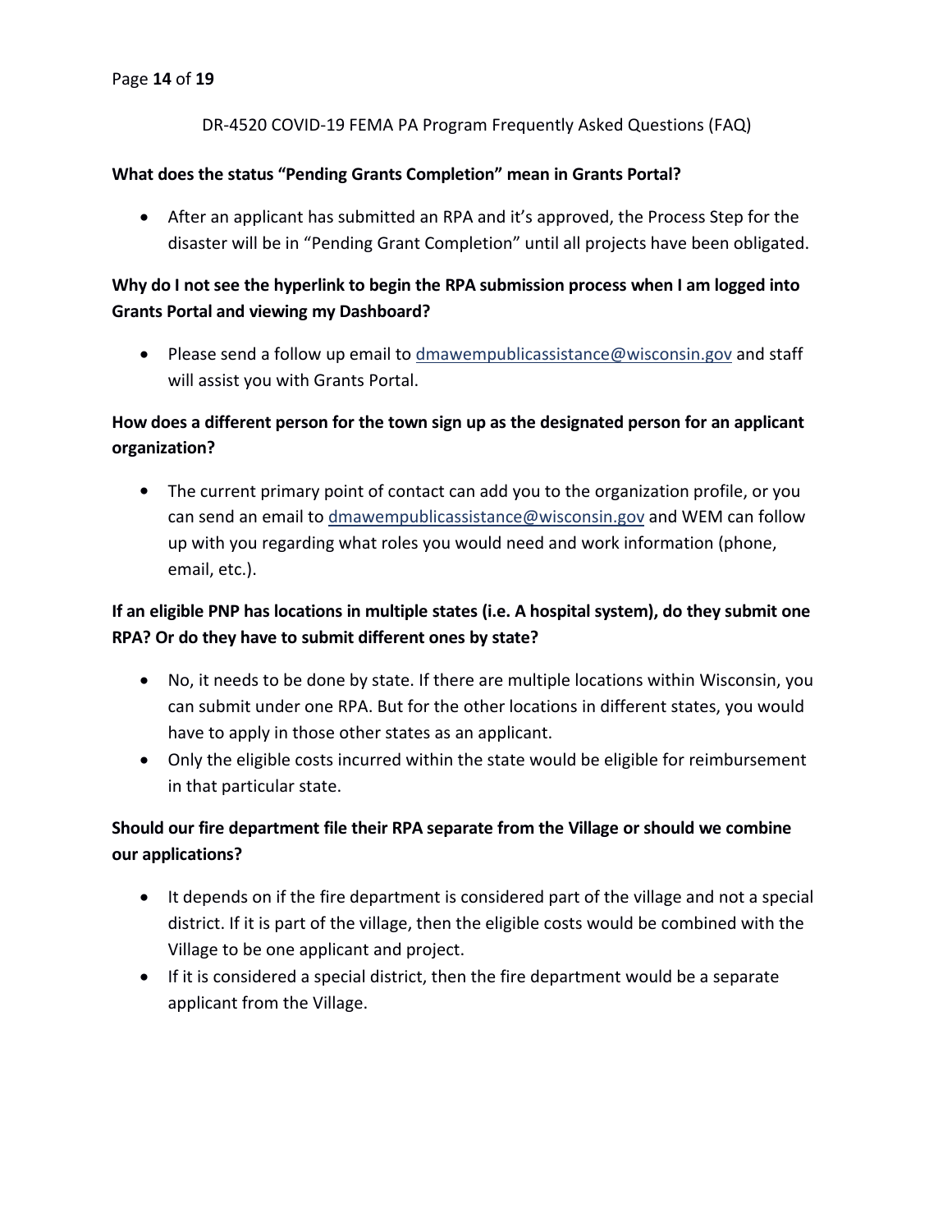**What does the status "Pending Grants Completion" mean in Grants Portal?**

- After an applicant has submitted an RPA and it's approved, the Process Step for the disaster will be in "Pending Grant Completion" until all projects have been obligated.

**Why do I not see the hyperlink to begin the RPA submission process when I am logged into Grants Portal and viewing my Dashboard?**

- Please send a follow up email to dmawempublicassistance@wisconsin.gov and staff will assist you with Grants Portal.

**How does a different person for the town sign up as the designated person for an applicant organization?**

- The current primary point of contact can add you to the organization profile, or you can send an email to dmawempublicassistance@wisconsin.gov and WEM can follow up with you regarding what roles you would need and work information (phone, email, etc.).

**If an eligible PNP has locations in multiple states (i.e. A hospital system), do they submit one RPA? Or do they have to submit different ones by state?**

- No, it needs to be done by state. If there are multiple locations within Wisconsin, you can submit under one RPA. But for the other locations in different states, you would have to apply in those other states as an applicant.
- Only the eligible costs incurred within the state would be eligible for reimbursement in that particular state.

**Should our fire department file their RPA separate from the Village or should we combine our applications?**

- It depends on if the fire department is considered part of the village and not a special district. If it is part of the village, then the eligible costs would be combined with the Village to be one applicant and project.
- If it is considered a special district, then the fire department would be a separate applicant from the Village.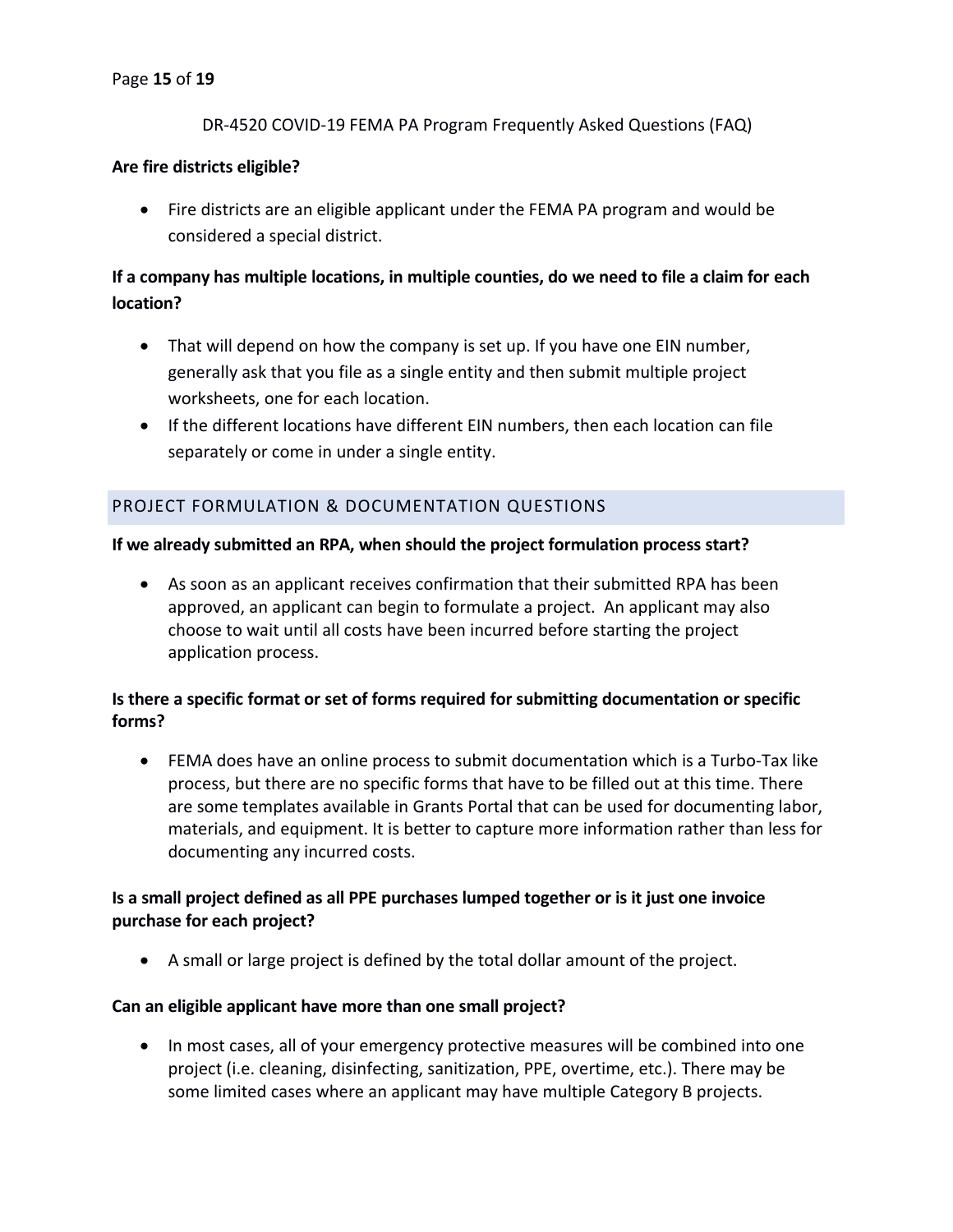**Are fire districts eligible?**

- Fire districts are an eligible applicant under the FEMA PA program and would be considered a special district.

**If a company has multiple locations, in multiple counties, do we need to file a claim for each location?**

- That will depend on how the company is set up. If you have one EIN number, generally ask that you file as a single entity and then submit multiple project worksheets, one for each location.
- If the different locations have different EIN numbers, then each location can file separately or come in under a single entity.

## PROJECT FORMULATION & DOCUMENTATION QUESTIONS

**If we already submitted an RPA, when should the project formulation process start?**

- As soon as an applicant receives confirmation that their submitted RPA has been approved, an applicant can begin to formulate a project. An applicant may also choose to wait until all costs have been incurred before starting the project application process.

**Is there a specific format or set of forms required for submitting documentation or specific forms?**

- FEMA does have an online process to submit documentation which is a Turbo-Tax like process, but there are no specific forms that have to be filled out at this time. There are some templates available in Grants Portal that can be used for documenting labor, materials, and equipment. It is better to capture more information rather than less for documenting any incurred costs.

**Is a small project defined as all PPE purchases lumped together or is it just one invoice purchase for each project?**

- A small or large project is defined by the total dollar amount of the project.

**Can an eligible applicant have more than one small project?**

- In most cases, all of your emergency protective measures will be combined into one project (i.e. cleaning, disinfecting, sanitization, PPE, overtime, etc.). There may be some limited cases where an applicant may have multiple Category B projects.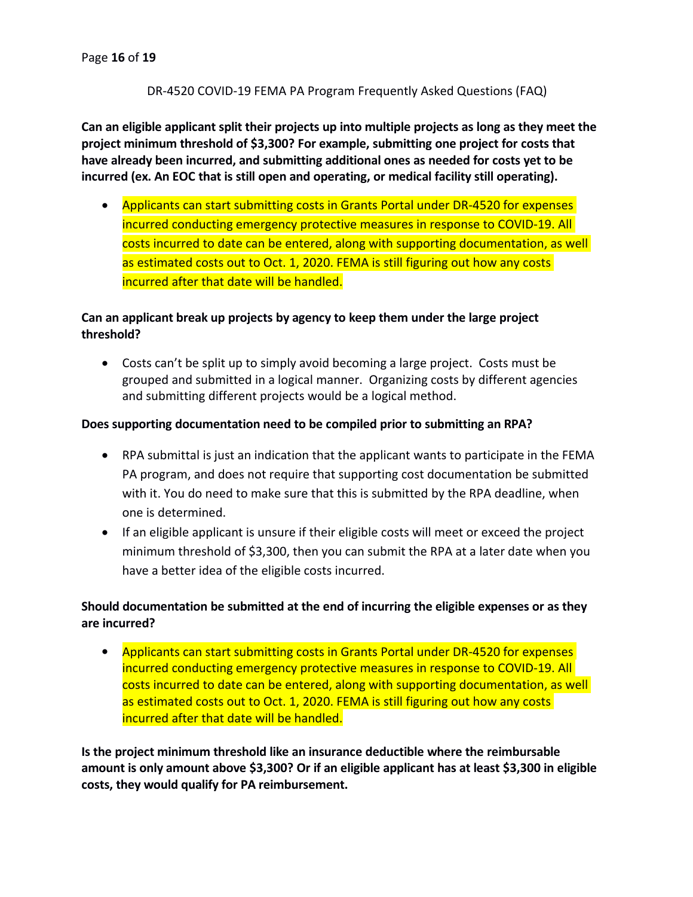**Can an eligible applicant split their projects up into multiple projects as long as they meet the project minimum threshold of $3,300? For example, submitting one project for costs that have already been incurred, and submitting additional ones as needed for costs yet to be incurred (ex. An EOC that is still open and operating, or medical facility still operating).**

- Applicants can start submitting costs in Grants Portal under DR-4520 for expenses incurred conducting emergency protective measures in response to COVID-19. All costs incurred to date can be entered, along with supporting documentation, as well as estimated costs out to Oct. 1, 2020. FEMA is still figuring out how any costs incurred after that date will be handled.

**Can an applicant break up projects by agency to keep them under the large project threshold?**

- Costs can't be split up to simply avoid becoming a large project. Costs must be grouped and submitted in a logical manner. Organizing costs by different agencies and submitting different projects would be a logical method.

**Does supporting documentation need to be compiled prior to submitting an RPA?**

- RPA submittal is just an indication that the applicant wants to participate in the FEMA PA program, and does not require that supporting cost documentation be submitted with it. You do need to make sure that this is submitted by the RPA deadline, when one is determined.
- If an eligible applicant is unsure if their eligible costs will meet or exceed the project minimum threshold of $3,300, then you can submit the RPA at a later date when you have a better idea of the eligible costs incurred.

**Should documentation be submitted at the end of incurring the eligible expenses or as they are incurred?**

- Applicants can start submitting costs in Grants Portal under DR-4520 for expenses incurred conducting emergency protective measures in response to COVID-19. All costs incurred to date can be entered, along with supporting documentation, as well as estimated costs out to Oct. 1, 2020. FEMA is still figuring out how any costs incurred after that date will be handled.

**Is the project minimum threshold like an insurance deductible where the reimbursable amount is only amount above $3,300? Or if an eligible applicant has at least $3,300 in eligible costs, they would qualify for PA reimbursement.**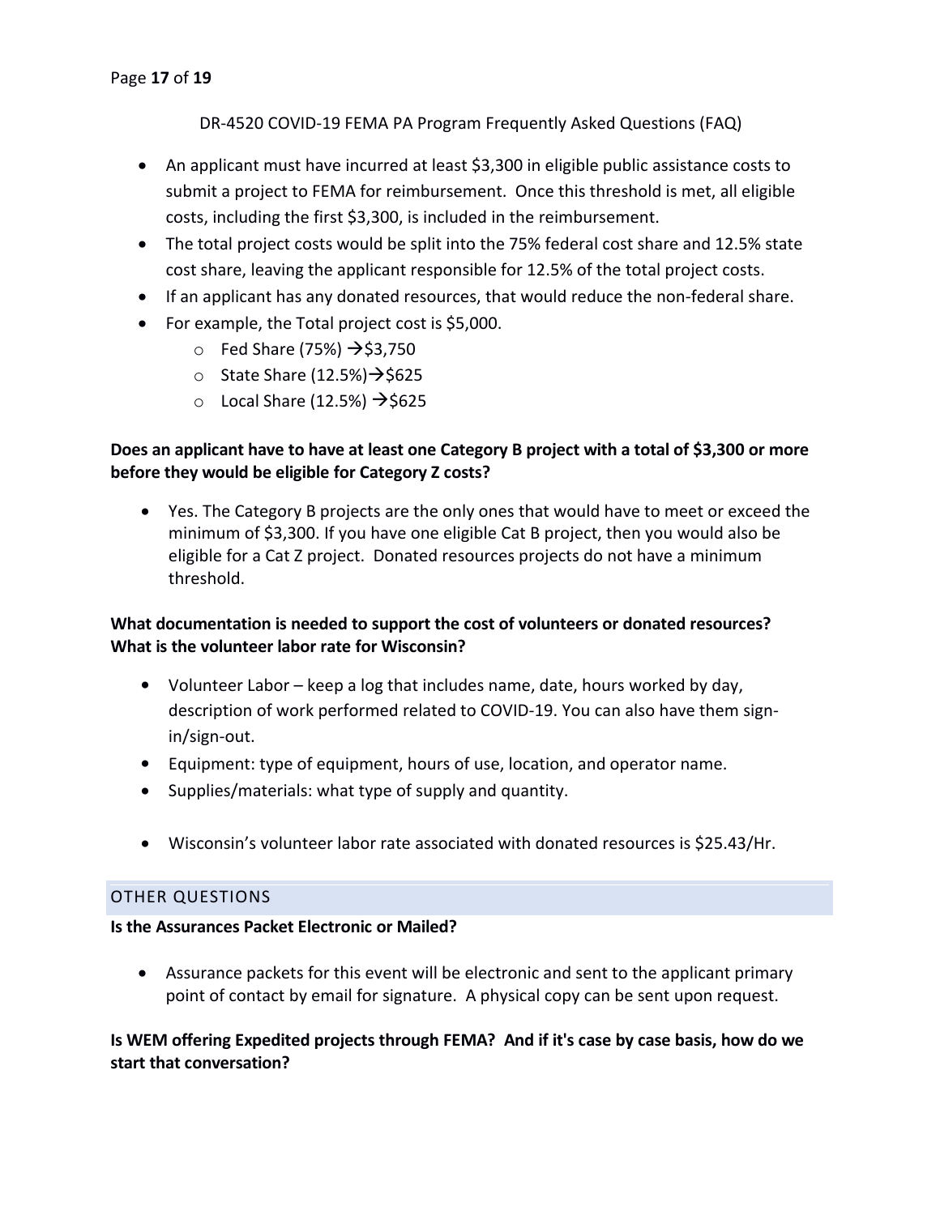- An applicant must have incurred at least $3,300 in eligible public assistance costs to submit a project to FEMA for reimbursement. Once this threshold is met, all eligible costs, including the first $3,300, is included in the reimbursement.
- The total project costs would be split into the 75% federal cost share and 12.5% state cost share, leaving the applicant responsible for 12.5% of the total project costs.
- If an applicant has any donated resources, that would reduce the non-federal share.
- For example, the Total project cost is $5,000.
  - Fed Share (75%) →$3,750
  - State Share (12.5%)→$625
  - Local Share (12.5%) →$625

**Does an applicant have to have at least one Category B project with a total of $3,300 or more before they would be eligible for Category Z costs?**

- Yes. The Category B projects are the only ones that would have to meet or exceed the minimum of $3,300. If you have one eligible Cat B project, then you would also be eligible for a Cat Z project. Donated resources projects do not have a minimum threshold.

**What documentation is needed to support the cost of volunteers or donated resources? What is the volunteer labor rate for Wisconsin?**

- Volunteer Labor – keep a log that includes name, date, hours worked by day, description of work performed related to COVID-19. You can also have them sign-in/sign-out.
- Equipment: type of equipment, hours of use, location, and operator name.
- Supplies/materials: what type of supply and quantity.

- Wisconsin's volunteer labor rate associated with donated resources is $25.43/Hr.

## OTHER QUESTIONS

**Is the Assurances Packet Electronic or Mailed?**

- Assurance packets for this event will be electronic and sent to the applicant primary point of contact by email for signature. A physical copy can be sent upon request.

**Is WEM offering Expedited projects through FEMA? And if it's case by case basis, how do we start that conversation?**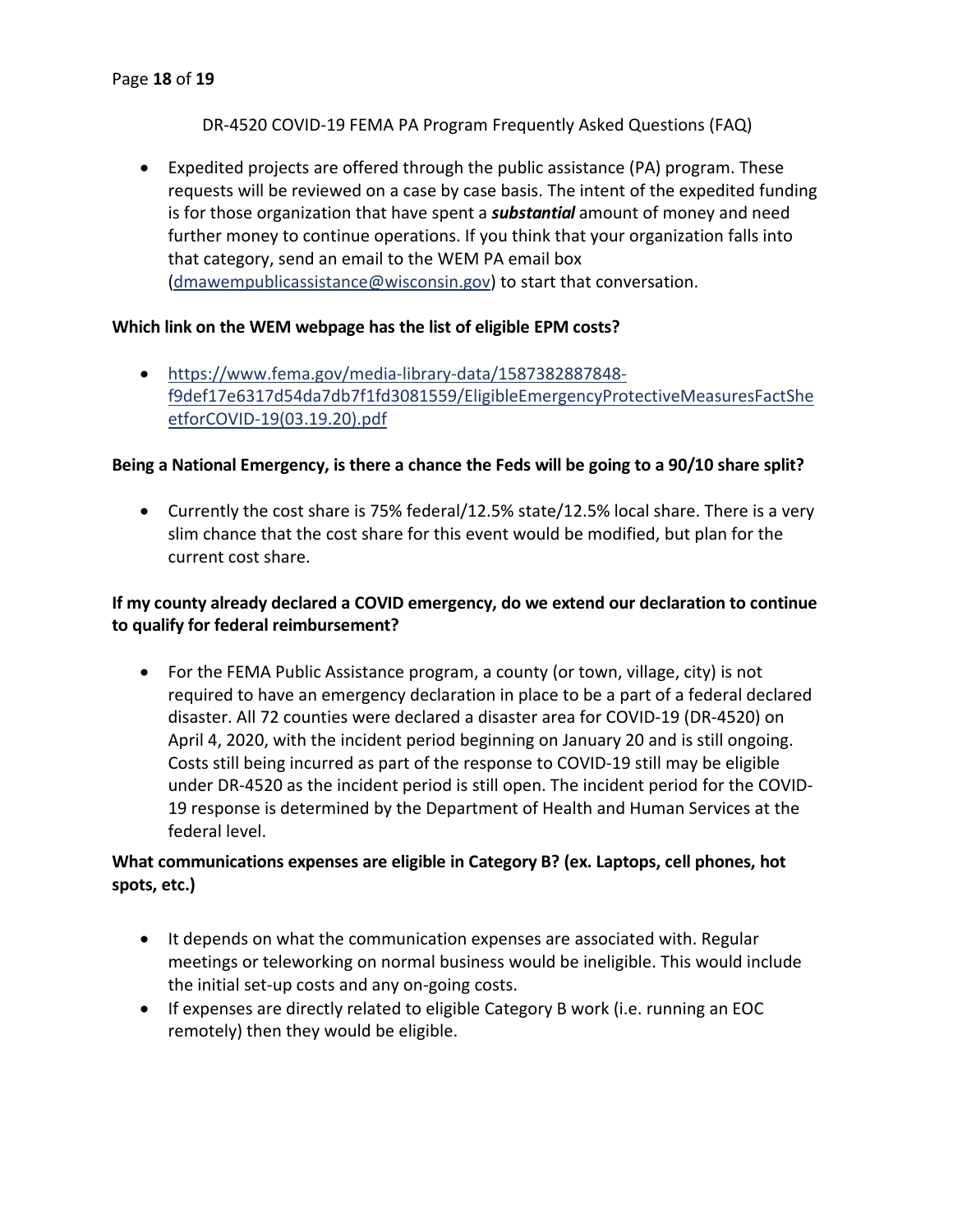- Expedited projects are offered through the public assistance (PA) program. These requests will be reviewed on a case by case basis. The intent of the expedited funding is for those organization that have spent a ***substantial*** amount of money and need further money to continue operations. If you think that your organization falls into that category, send an email to the WEM PA email box (dmawempublicassistance@wisconsin.gov) to start that conversation.

**Which link on the WEM webpage has the list of eligible EPM costs?**

- https://www.fema.gov/media-library-data/1587382887848-f9def17e6317d54da7db7f1fd3081559/EligibleEmergencyProtectiveMeasuresFactSheetforCOVID-19(03.19.20).pdf

**Being a National Emergency, is there a chance the Feds will be going to a 90/10 share split?**

- Currently the cost share is 75% federal/12.5% state/12.5% local share. There is a very slim chance that the cost share for this event would be modified, but plan for the current cost share.

**If my county already declared a COVID emergency, do we extend our declaration to continue to qualify for federal reimbursement?**

- For the FEMA Public Assistance program, a county (or town, village, city) is not required to have an emergency declaration in place to be a part of a federal declared disaster. All 72 counties were declared a disaster area for COVID-19 (DR-4520) on April 4, 2020, with the incident period beginning on January 20 and is still ongoing. Costs still being incurred as part of the response to COVID-19 still may be eligible under DR-4520 as the incident period is still open. The incident period for the COVID-19 response is determined by the Department of Health and Human Services at the federal level.

**What communications expenses are eligible in Category B? (ex. Laptops, cell phones, hot spots, etc.)**

- It depends on what the communication expenses are associated with. Regular meetings or teleworking on normal business would be ineligible. This would include the initial set-up costs and any on-going costs.
- If expenses are directly related to eligible Category B work (i.e. running an EOC remotely) then they would be eligible.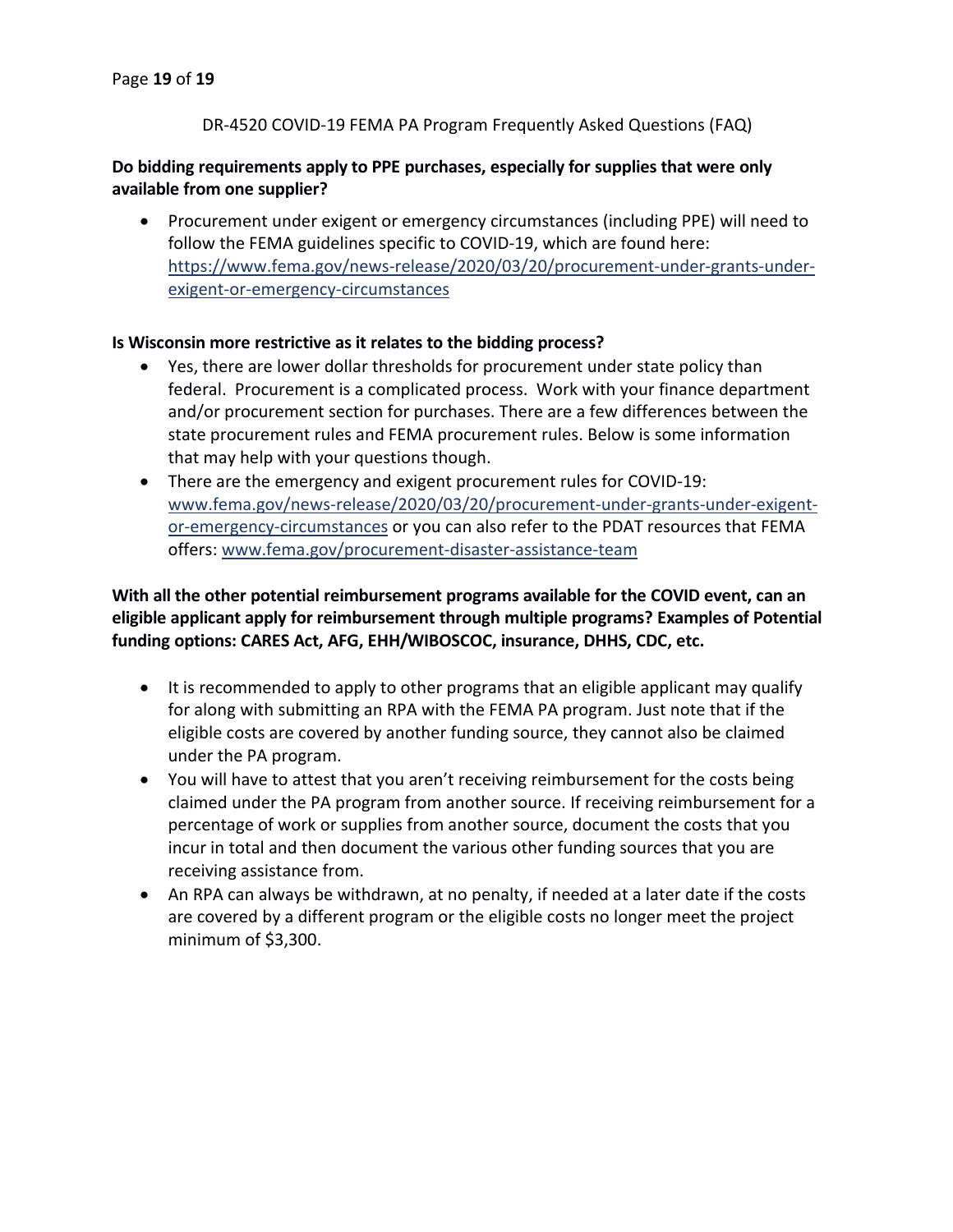**Do bidding requirements apply to PPE purchases, especially for supplies that were only available from one supplier?**

- Procurement under exigent or emergency circumstances (including PPE) will need to follow the FEMA guidelines specific to COVID-19, which are found here: https://www.fema.gov/news-release/2020/03/20/procurement-under-grants-under-exigent-or-emergency-circumstances

**Is Wisconsin more restrictive as it relates to the bidding process?**

- Yes, there are lower dollar thresholds for procurement under state policy than federal. Procurement is a complicated process. Work with your finance department and/or procurement section for purchases. There are a few differences between the state procurement rules and FEMA procurement rules. Below is some information that may help with your questions though.
- There are the emergency and exigent procurement rules for COVID-19: www.fema.gov/news-release/2020/03/20/procurement-under-grants-under-exigent-or-emergency-circumstances or you can also refer to the PDAT resources that FEMA offers: www.fema.gov/procurement-disaster-assistance-team

**With all the other potential reimbursement programs available for the COVID event, can an eligible applicant apply for reimbursement through multiple programs? Examples of Potential funding options: CARES Act, AFG, EHH/WIBOSCOC, insurance, DHHS, CDC, etc.**

- It is recommended to apply to other programs that an eligible applicant may qualify for along with submitting an RPA with the FEMA PA program. Just note that if the eligible costs are covered by another funding source, they cannot also be claimed under the PA program.
- You will have to attest that you aren't receiving reimbursement for the costs being claimed under the PA program from another source. If receiving reimbursement for a percentage of work or supplies from another source, document the costs that you incur in total and then document the various other funding sources that you are receiving assistance from.
- An RPA can always be withdrawn, at no penalty, if needed at a later date if the costs are covered by a different program or the eligible costs no longer meet the project minimum of $3,300.